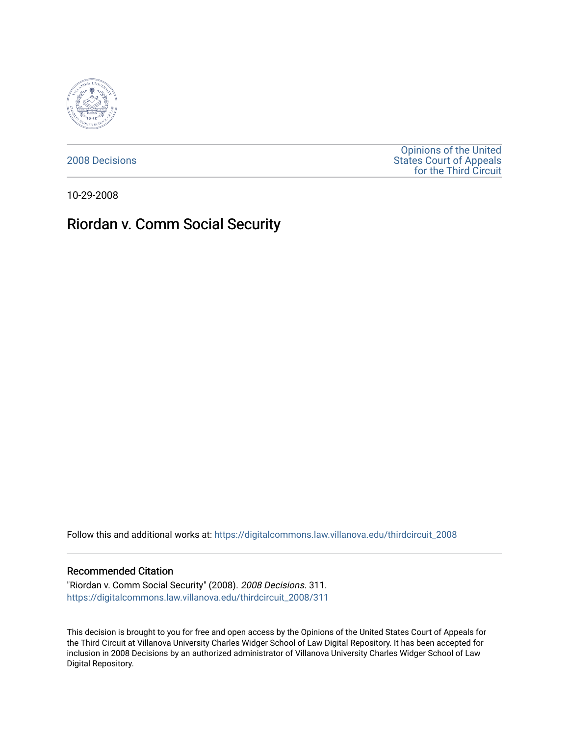2008 Decisions

Opinions of the United States Court of Appeals for the Third Circuit

10-29-2008

# Riordan v. Comm Social Security

Follow this and additional works at: https://digitalcommons.law.villanova.edu/thirdcircuit_2008

## Recommended Citation

"Riordan v. Comm Social Security" (2008). *2008 Decisions*. 311.
https://digitalcommons.law.villanova.edu/thirdcircuit_2008/311

This decision is brought to you for free and open access by the Opinions of the United States Court of Appeals for the Third Circuit at Villanova University Charles Widger School of Law Digital Repository. It has been accepted for inclusion in 2008 Decisions by an authorized administrator of Villanova University Charles Widger School of Law Digital Repository.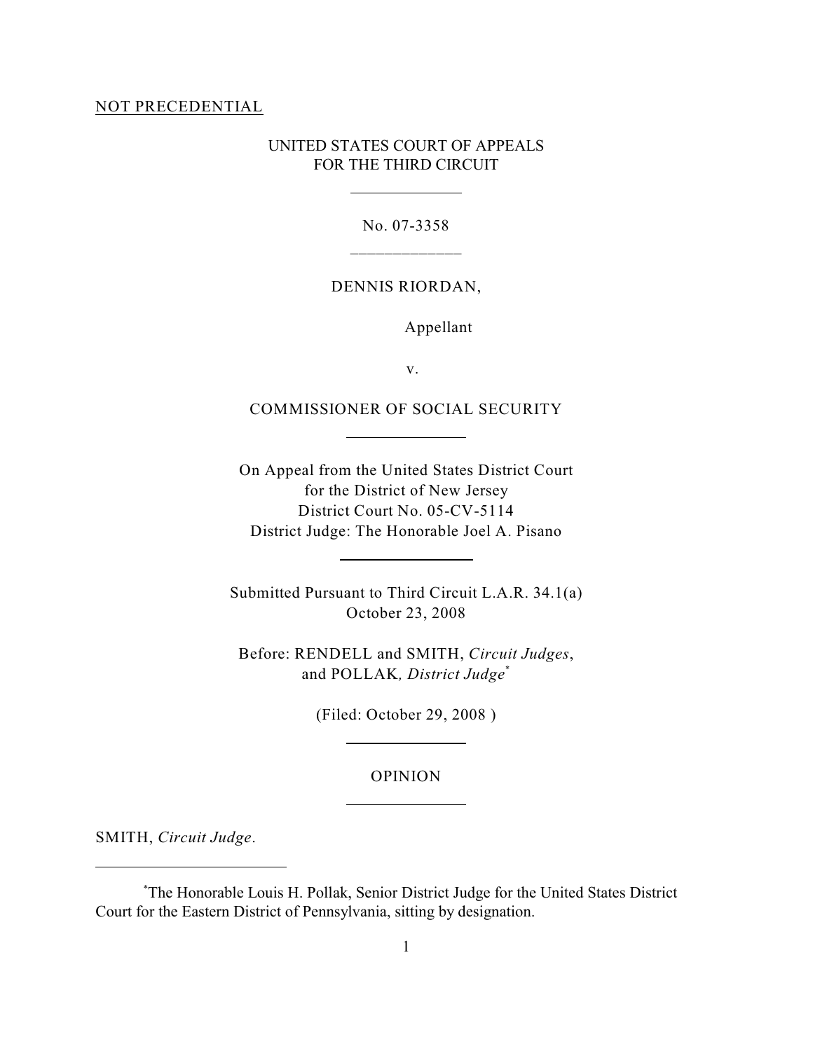NOT PRECEDENTIAL

UNITED STATES COURT OF APPEALS
FOR THE THIRD CIRCUIT

No. 07-3358

DENNIS RIORDAN,

Appellant

v.

COMMISSIONER OF SOCIAL SECURITY

On Appeal from the United States District Court
for the District of New Jersey
District Court No. 05-CV-5114
District Judge: The Honorable Joel A. Pisano

Submitted Pursuant to Third Circuit L.A.R. 34.1(a)
October 23, 2008

Before: RENDELL and SMITH, *Circuit Judges*,
and POLLAK*, District Judge*[*]

(Filed: October 29, 2008 )

OPINION

SMITH, *Circuit Judge*.

[*]The Honorable Louis H. Pollak, Senior District Judge for the United States District Court for the Eastern District of Pennsylvania, sitting by designation.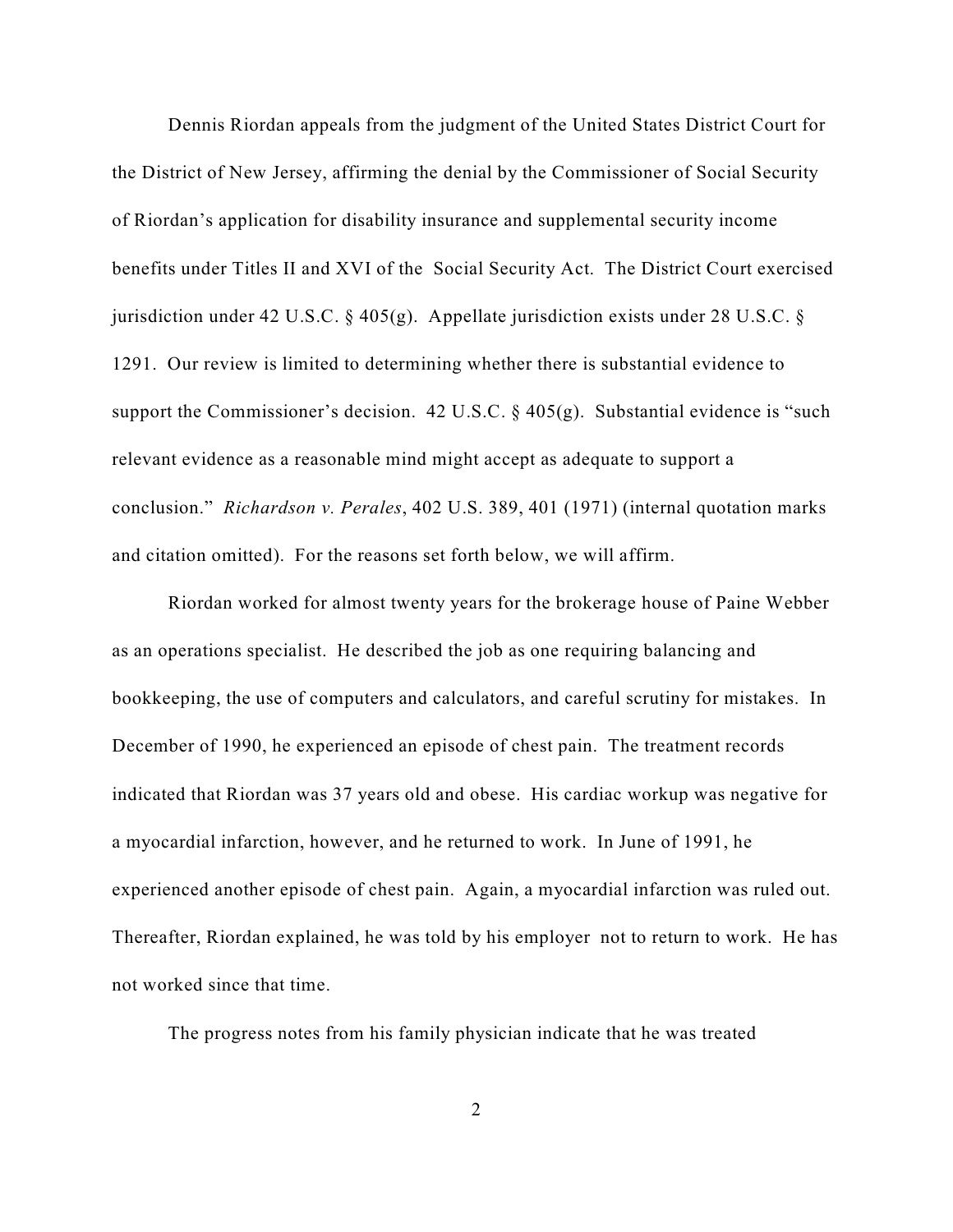Dennis Riordan appeals from the judgment of the United States District Court for the District of New Jersey, affirming the denial by the Commissioner of Social Security of Riordan's application for disability insurance and supplemental security income benefits under Titles II and XVI of the Social Security Act. The District Court exercised jurisdiction under 42 U.S.C. § 405(g). Appellate jurisdiction exists under 28 U.S.C. § 1291. Our review is limited to determining whether there is substantial evidence to support the Commissioner's decision. 42 U.S.C. § 405(g). Substantial evidence is "such relevant evidence as a reasonable mind might accept as adequate to support a conclusion." *Richardson v. Perales*, 402 U.S. 389, 401 (1971) (internal quotation marks and citation omitted). For the reasons set forth below, we will affirm.

Riordan worked for almost twenty years for the brokerage house of Paine Webber as an operations specialist. He described the job as one requiring balancing and bookkeeping, the use of computers and calculators, and careful scrutiny for mistakes. In December of 1990, he experienced an episode of chest pain. The treatment records indicated that Riordan was 37 years old and obese. His cardiac workup was negative for a myocardial infarction, however, and he returned to work. In June of 1991, he experienced another episode of chest pain. Again, a myocardial infarction was ruled out. Thereafter, Riordan explained, he was told by his employer not to return to work. He has not worked since that time.

The progress notes from his family physician indicate that he was treated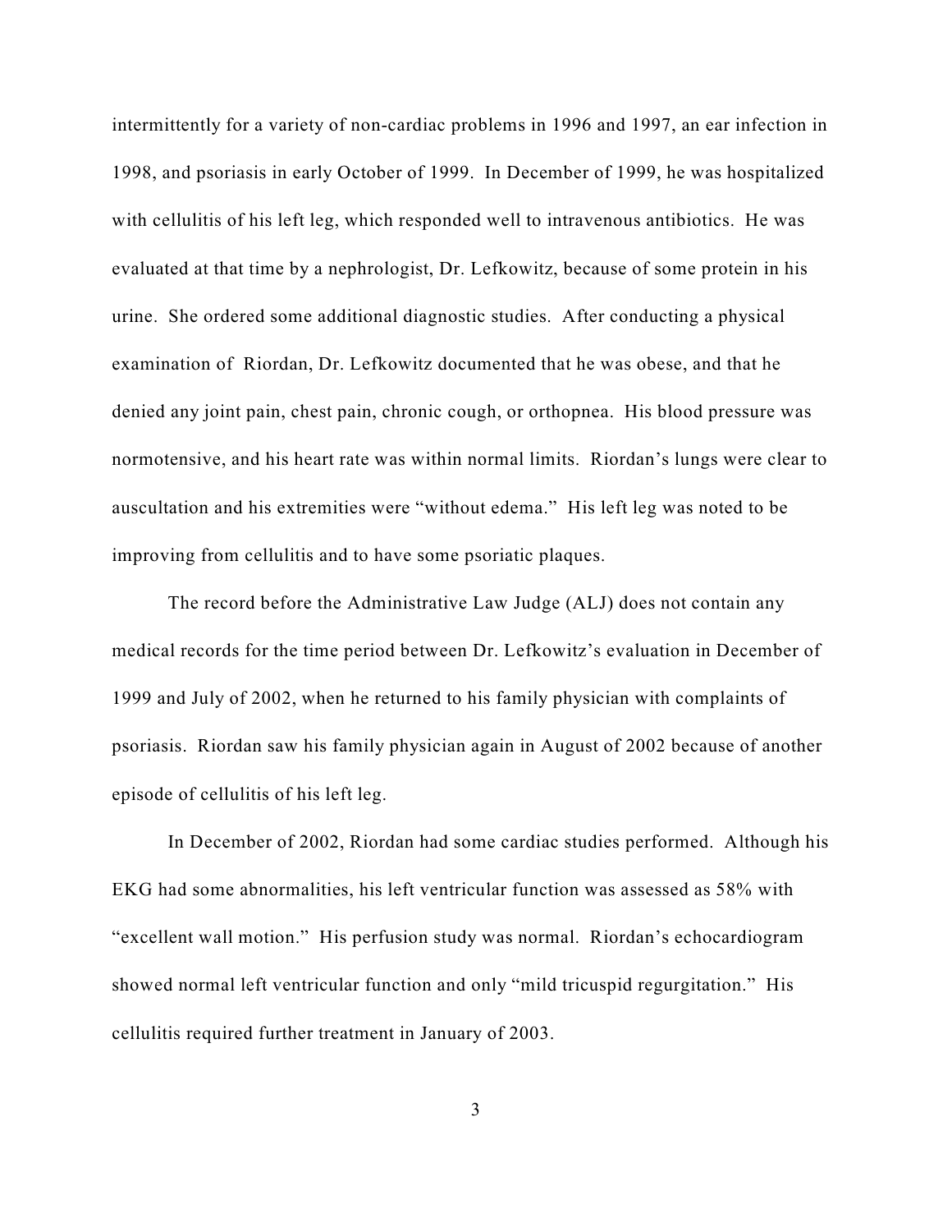intermittently for a variety of non-cardiac problems in 1996 and 1997, an ear infection in 1998, and psoriasis in early October of 1999. In December of 1999, he was hospitalized with cellulitis of his left leg, which responded well to intravenous antibiotics. He was evaluated at that time by a nephrologist, Dr. Lefkowitz, because of some protein in his urine. She ordered some additional diagnostic studies. After conducting a physical examination of Riordan, Dr. Lefkowitz documented that he was obese, and that he denied any joint pain, chest pain, chronic cough, or orthopnea. His blood pressure was normotensive, and his heart rate was within normal limits. Riordan's lungs were clear to auscultation and his extremities were "without edema." His left leg was noted to be improving from cellulitis and to have some psoriatic plaques.

The record before the Administrative Law Judge (ALJ) does not contain any medical records for the time period between Dr. Lefkowitz's evaluation in December of 1999 and July of 2002, when he returned to his family physician with complaints of psoriasis. Riordan saw his family physician again in August of 2002 because of another episode of cellulitis of his left leg.

In December of 2002, Riordan had some cardiac studies performed. Although his EKG had some abnormalities, his left ventricular function was assessed as 58% with "excellent wall motion." His perfusion study was normal. Riordan's echocardiogram showed normal left ventricular function and only "mild tricuspid regurgitation." His cellulitis required further treatment in January of 2003.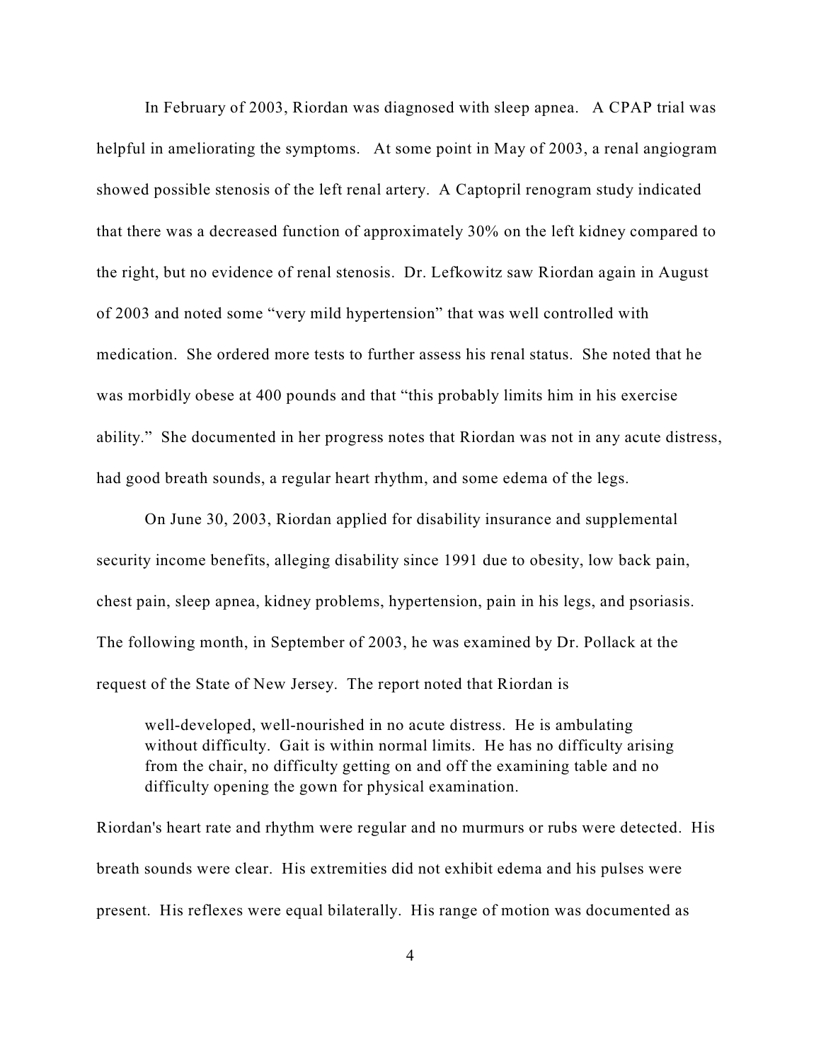In February of 2003, Riordan was diagnosed with sleep apnea. A CPAP trial was helpful in ameliorating the symptoms. At some point in May of 2003, a renal angiogram showed possible stenosis of the left renal artery. A Captopril renogram study indicated that there was a decreased function of approximately 30% on the left kidney compared to the right, but no evidence of renal stenosis. Dr. Lefkowitz saw Riordan again in August of 2003 and noted some "very mild hypertension" that was well controlled with medication. She ordered more tests to further assess his renal status. She noted that he was morbidly obese at 400 pounds and that "this probably limits him in his exercise ability." She documented in her progress notes that Riordan was not in any acute distress, had good breath sounds, a regular heart rhythm, and some edema of the legs.

On June 30, 2003, Riordan applied for disability insurance and supplemental security income benefits, alleging disability since 1991 due to obesity, low back pain, chest pain, sleep apnea, kidney problems, hypertension, pain in his legs, and psoriasis. The following month, in September of 2003, he was examined by Dr. Pollack at the request of the State of New Jersey. The report noted that Riordan is

> well-developed, well-nourished in no acute distress. He is ambulating without difficulty. Gait is within normal limits. He has no difficulty arising from the chair, no difficulty getting on and off the examining table and no difficulty opening the gown for physical examination.

Riordan's heart rate and rhythm were regular and no murmurs or rubs were detected. His breath sounds were clear. His extremities did not exhibit edema and his pulses were present. His reflexes were equal bilaterally. His range of motion was documented as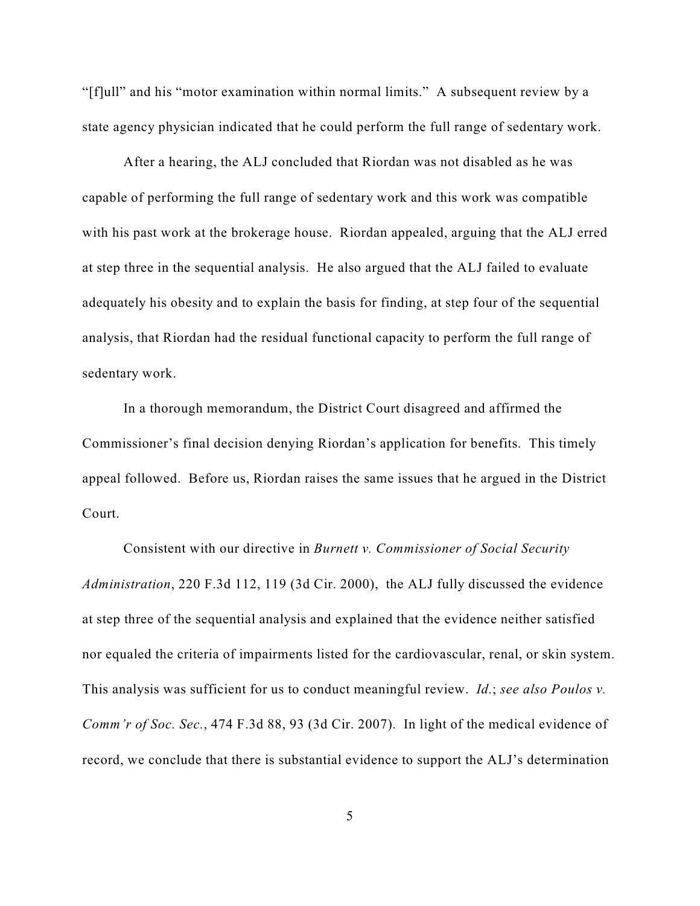"[f]ull" and his "motor examination within normal limits." A subsequent review by a state agency physician indicated that he could perform the full range of sedentary work.

After a hearing, the ALJ concluded that Riordan was not disabled as he was capable of performing the full range of sedentary work and this work was compatible with his past work at the brokerage house. Riordan appealed, arguing that the ALJ erred at step three in the sequential analysis. He also argued that the ALJ failed to evaluate adequately his obesity and to explain the basis for finding, at step four of the sequential analysis, that Riordan had the residual functional capacity to perform the full range of sedentary work.

In a thorough memorandum, the District Court disagreed and affirmed the Commissioner's final decision denying Riordan's application for benefits. This timely appeal followed. Before us, Riordan raises the same issues that he argued in the District Court.

Consistent with our directive in *Burnett v. Commissioner of Social Security Administration*, 220 F.3d 112, 119 (3d Cir. 2000), the ALJ fully discussed the evidence at step three of the sequential analysis and explained that the evidence neither satisfied nor equaled the criteria of impairments listed for the cardiovascular, renal, or skin system. This analysis was sufficient for us to conduct meaningful review. *Id.*; *see also Poulos v. Comm'r of Soc. Sec.*, 474 F.3d 88, 93 (3d Cir. 2007). In light of the medical evidence of record, we conclude that there is substantial evidence to support the ALJ's determination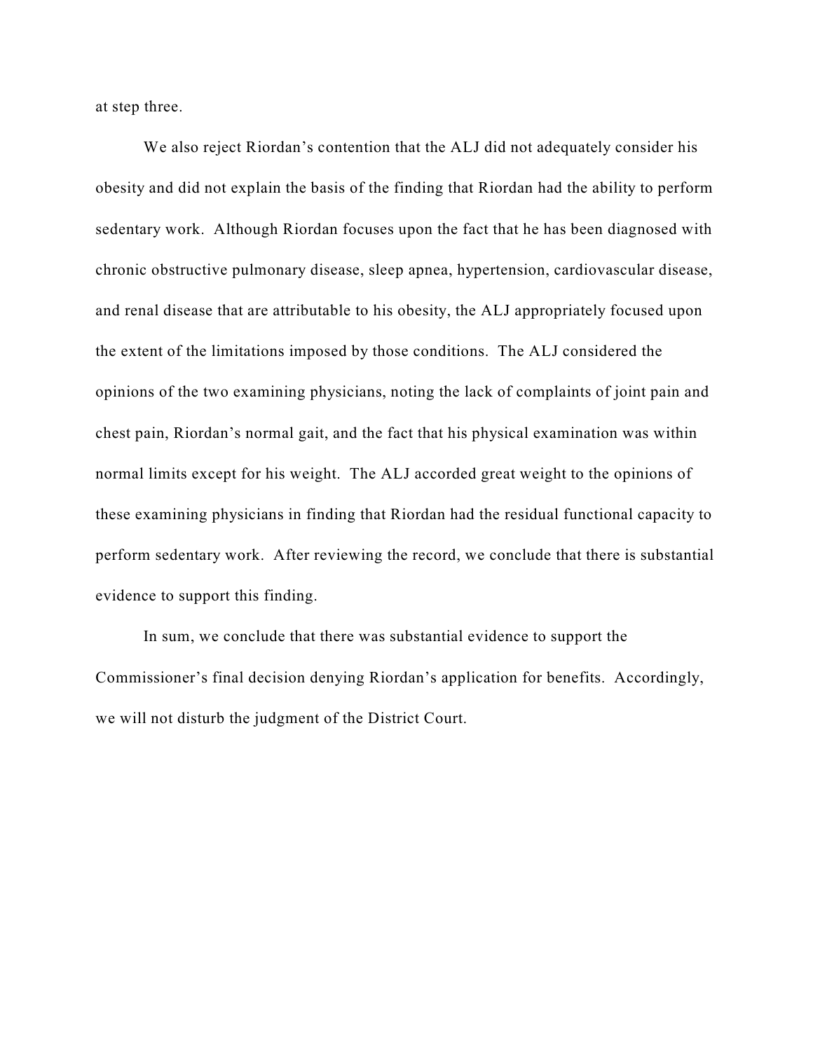at step three.

We also reject Riordan's contention that the ALJ did not adequately consider his obesity and did not explain the basis of the finding that Riordan had the ability to perform sedentary work. Although Riordan focuses upon the fact that he has been diagnosed with chronic obstructive pulmonary disease, sleep apnea, hypertension, cardiovascular disease, and renal disease that are attributable to his obesity, the ALJ appropriately focused upon the extent of the limitations imposed by those conditions. The ALJ considered the opinions of the two examining physicians, noting the lack of complaints of joint pain and chest pain, Riordan's normal gait, and the fact that his physical examination was within normal limits except for his weight. The ALJ accorded great weight to the opinions of these examining physicians in finding that Riordan had the residual functional capacity to perform sedentary work. After reviewing the record, we conclude that there is substantial evidence to support this finding.

In sum, we conclude that there was substantial evidence to support the Commissioner's final decision denying Riordan's application for benefits. Accordingly, we will not disturb the judgment of the District Court.